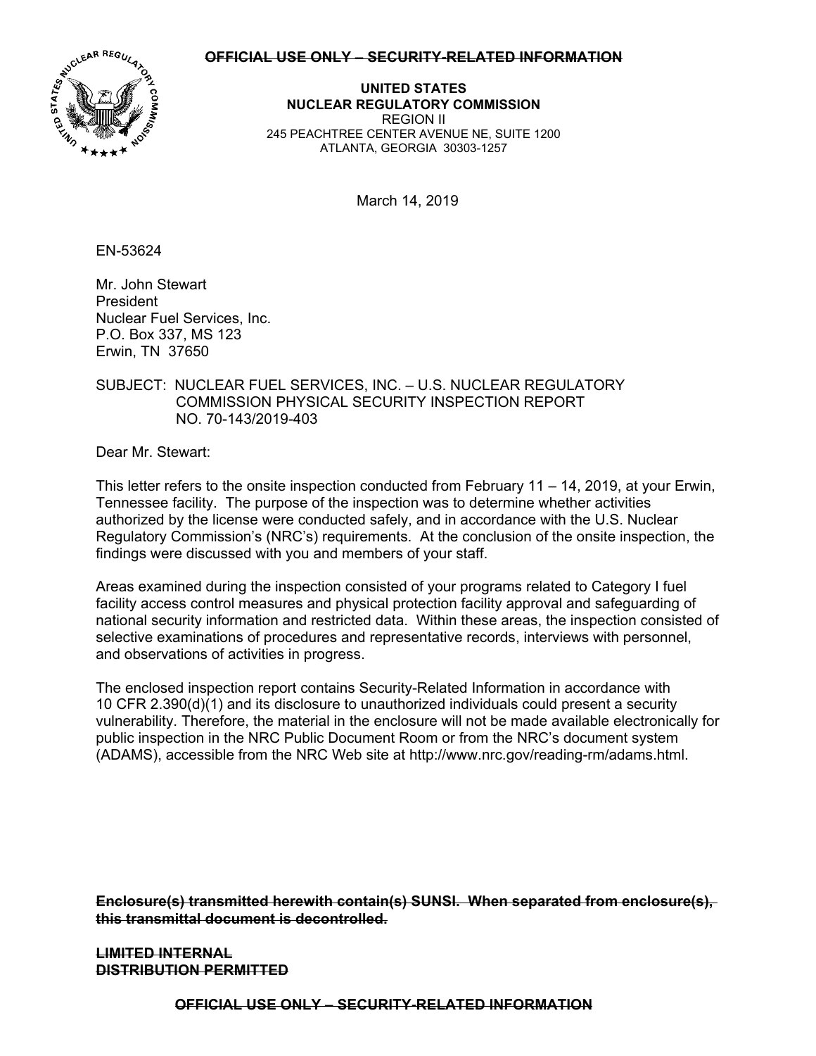~~OFFICIAL USE ONLY – SECURITY-RELATED INFORMATION~~

**UNITED STATES**
**NUCLEAR REGULATORY COMMISSION**
REGION II
245 PEACHTREE CENTER AVENUE NE, SUITE 1200
ATLANTA, GEORGIA 30303-1257

March 14, 2019

EN-53624

Mr. John Stewart
President
Nuclear Fuel Services, Inc.
P.O. Box 337, MS 123
Erwin, TN 37650

SUBJECT: NUCLEAR FUEL SERVICES, INC. – U.S. NUCLEAR REGULATORY COMMISSION PHYSICAL SECURITY INSPECTION REPORT NO. 70-143/2019-403

Dear Mr. Stewart:

This letter refers to the onsite inspection conducted from February 11 – 14, 2019, at your Erwin, Tennessee facility. The purpose of the inspection was to determine whether activities authorized by the license were conducted safely, and in accordance with the U.S. Nuclear Regulatory Commission's (NRC's) requirements. At the conclusion of the onsite inspection, the findings were discussed with you and members of your staff.

Areas examined during the inspection consisted of your programs related to Category I fuel facility access control measures and physical protection facility approval and safeguarding of national security information and restricted data. Within these areas, the inspection consisted of selective examinations of procedures and representative records, interviews with personnel, and observations of activities in progress.

The enclosed inspection report contains Security-Related Information in accordance with 10 CFR 2.390(d)(1) and its disclosure to unauthorized individuals could present a security vulnerability. Therefore, the material in the enclosure will not be made available electronically for public inspection in the NRC Public Document Room or from the NRC's document system (ADAMS), accessible from the NRC Web site at http://www.nrc.gov/reading-rm/adams.html.

~~**Enclosure(s) transmitted herewith contain(s) SUNSI. When separated from enclosure(s), this transmittal document is decontrolled.**~~

~~**LIMITED INTERNAL DISTRIBUTION PERMITTED**~~

~~**OFFICIAL USE ONLY – SECURITY-RELATED INFORMATION**~~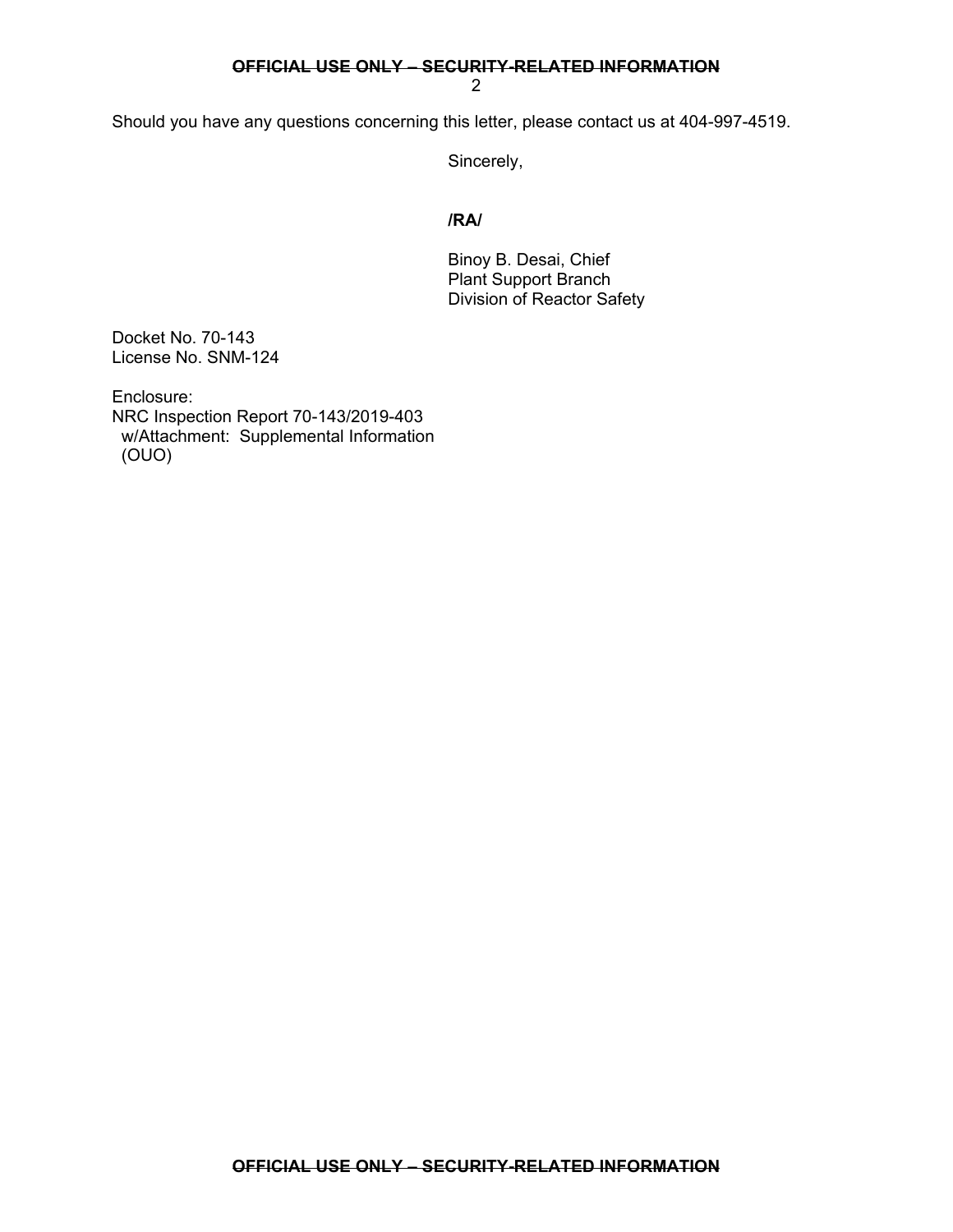Should you have any questions concerning this letter, please contact us at 404-997-4519.

Sincerely,

**/RA/**

Binoy B. Desai, Chief
Plant Support Branch
Division of Reactor Safety

Docket No. 70-143
License No. SNM-124

Enclosure:
NRC Inspection Report 70-143/2019-403
w/Attachment: Supplemental Information
(OUO)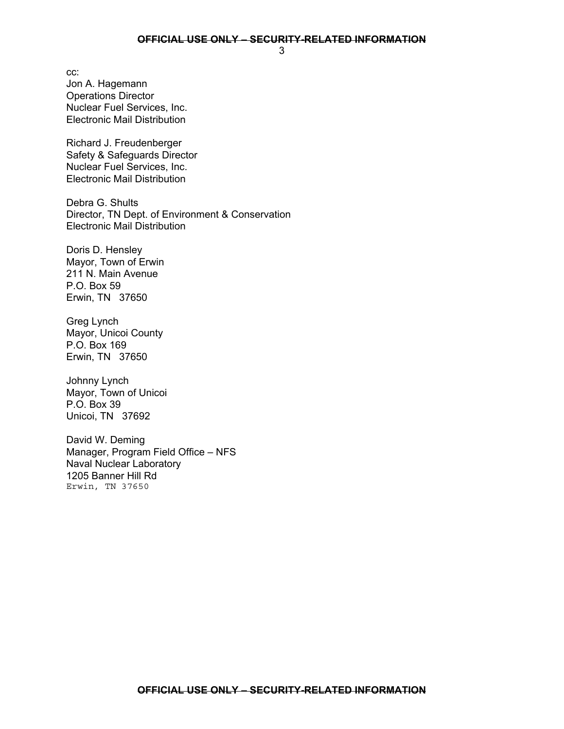cc:
Jon A. Hagemann
Operations Director
Nuclear Fuel Services, Inc.
Electronic Mail Distribution

Richard J. Freudenberger
Safety & Safeguards Director
Nuclear Fuel Services, Inc.
Electronic Mail Distribution

Debra G. Shults
Director, TN Dept. of Environment & Conservation
Electronic Mail Distribution

Doris D. Hensley
Mayor, Town of Erwin
211 N. Main Avenue
P.O. Box 59
Erwin, TN 37650

Greg Lynch
Mayor, Unicoi County
P.O. Box 169
Erwin, TN 37650

Johnny Lynch
Mayor, Town of Unicoi
P.O. Box 39
Unicoi, TN 37692

David W. Deming
Manager, Program Field Office – NFS
Naval Nuclear Laboratory
1205 Banner Hill Rd
Erwin, TN 37650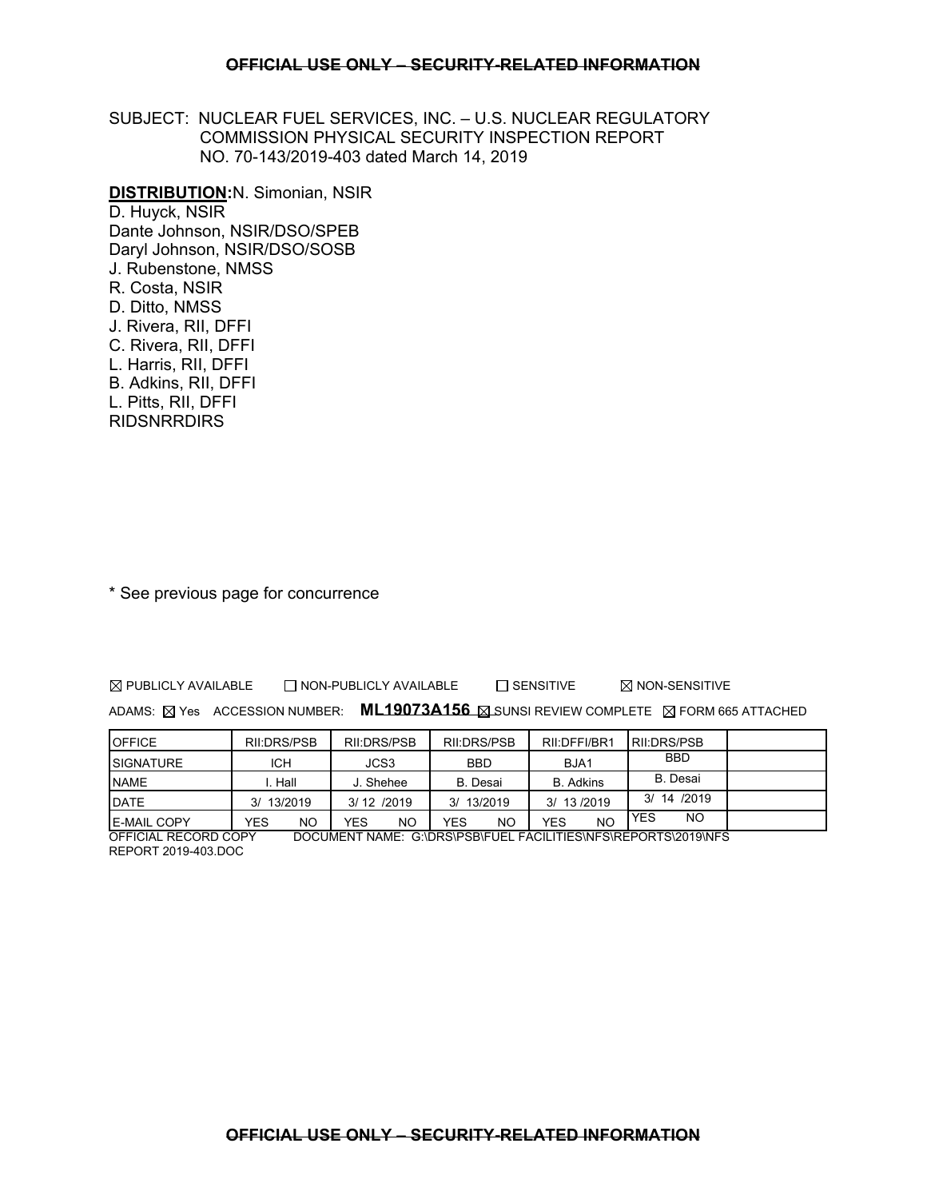SUBJECT: NUCLEAR FUEL SERVICES, INC. – U.S. NUCLEAR REGULATORY COMMISSION PHYSICAL SECURITY INSPECTION REPORT NO. 70-143/2019-403 dated March 14, 2019

**DISTRIBUTION:** N. Simonian, NSIR
D. Huyck, NSIR
Dante Johnson, NSIR/DSO/SPEB
Daryl Johnson, NSIR/DSO/SOSB
J. Rubenstone, NMSS
R. Costa, NSIR
D. Ditto, NMSS
J. Rivera, RII, DFFI
C. Rivera, RII, DFFI
L. Harris, RII, DFFI
B. Adkins, RII, DFFI
L. Pitts, RII, DFFI
RIDSNRRDIRS

\* See previous page for concurrence

☒ PUBLICLY AVAILABLE ☐ NON-PUBLICLY AVAILABLE ☐ SENSITIVE ☒ NON-SENSITIVE

ADAMS: ☒ Yes ACCESSION NUMBER: **ML19073A156** ☒ SUNSI REVIEW COMPLETE ☒ FORM 665 ATTACHED

| OFFICE | RII:DRS/PSB | RII:DRS/PSB | RII:DRS/PSB | RII:DFFI/BR1 | RII:DRS/PSB | |
|---|---|---|---|---|---|---|
| SIGNATURE | ICH | JCS3 | BBD | BJA1 | BBD | |
| NAME | I. Hall | J. Shehee | B. Desai | B. Adkins | B. Desai | |
| DATE | 3/ 13/2019 | 3/ 12 /2019 | 3/ 13/2019 | 3/ 13 /2019 | 3/ 14 /2019 | |
| E-MAIL COPY | YES NO | YES NO | YES NO | YES NO | YES NO | |

OFFICIAL RECORD COPY DOCUMENT NAME: G:\DRS\PSB\FUEL FACILITIES\NFS\REPORTS\2019\NFS REPORT 2019-403.DOC